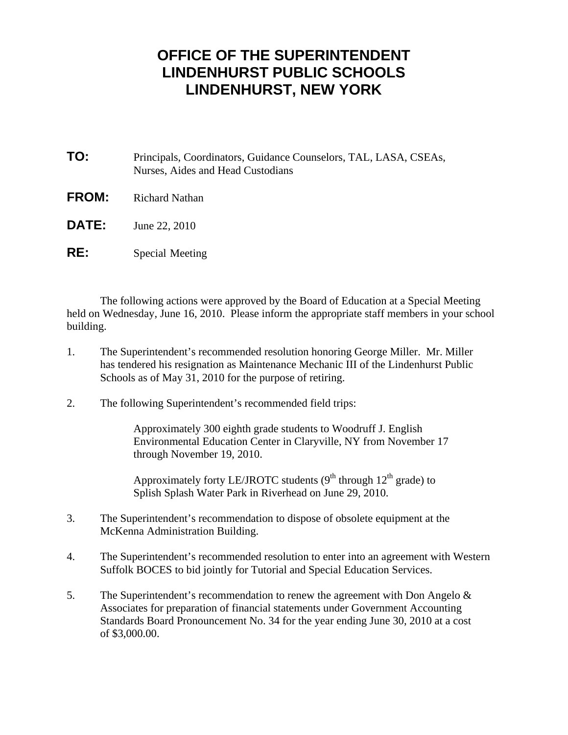# OFFICE OF THE SUPERINTENDENT
# LINDENHURST PUBLIC SCHOOLS
# LINDENHURST, NEW YORK

**TO:** Principals, Coordinators, Guidance Counselors, TAL, LASA, CSEAs, Nurses, Aides and Head Custodians

**FROM:** Richard Nathan

**DATE:** June 22, 2010

**RE:** Special Meeting

The following actions were approved by the Board of Education at a Special Meeting held on Wednesday, June 16, 2010. Please inform the appropriate staff members in your school building.

1. The Superintendent's recommended resolution honoring George Miller. Mr. Miller has tendered his resignation as Maintenance Mechanic III of the Lindenhurst Public Schools as of May 31, 2010 for the purpose of retiring.

2. The following Superintendent's recommended field trips:

   Approximately 300 eighth grade students to Woodruff J. English Environmental Education Center in Claryville, NY from November 17 through November 19, 2010.

   Approximately forty LE/JROTC students (9th through 12th grade) to Splish Splash Water Park in Riverhead on June 29, 2010.

3. The Superintendent's recommendation to dispose of obsolete equipment at the McKenna Administration Building.

4. The Superintendent's recommended resolution to enter into an agreement with Western Suffolk BOCES to bid jointly for Tutorial and Special Education Services.

5. The Superintendent's recommendation to renew the agreement with Don Angelo & Associates for preparation of financial statements under Government Accounting Standards Board Pronouncement No. 34 for the year ending June 30, 2010 at a cost of $3,000.00.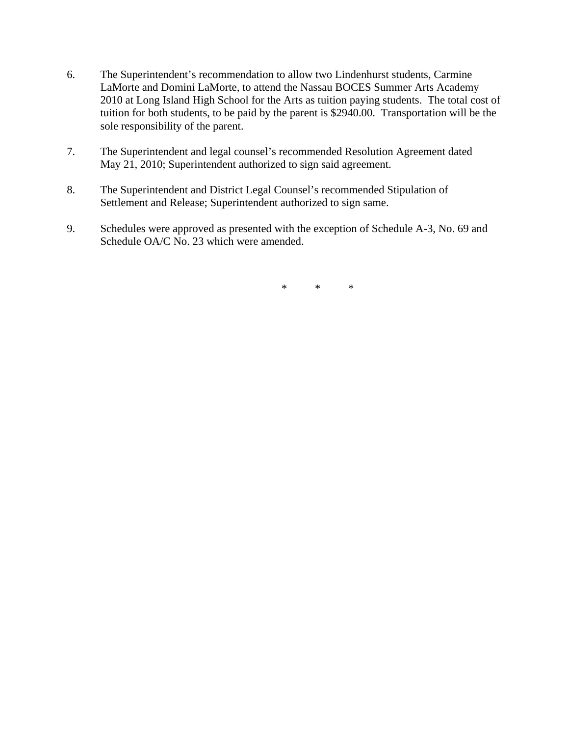6. The Superintendent's recommendation to allow two Lindenhurst students, Carmine LaMorte and Domini LaMorte, to attend the Nassau BOCES Summer Arts Academy 2010 at Long Island High School for the Arts as tuition paying students. The total cost of tuition for both students, to be paid by the parent is $2940.00. Transportation will be the sole responsibility of the parent.

7. The Superintendent and legal counsel's recommended Resolution Agreement dated May 21, 2010; Superintendent authorized to sign said agreement.

8. The Superintendent and District Legal Counsel's recommended Stipulation of Settlement and Release; Superintendent authorized to sign same.

9. Schedules were approved as presented with the exception of Schedule A-3, No. 69 and Schedule OA/C No. 23 which were amended.

\* \* \*